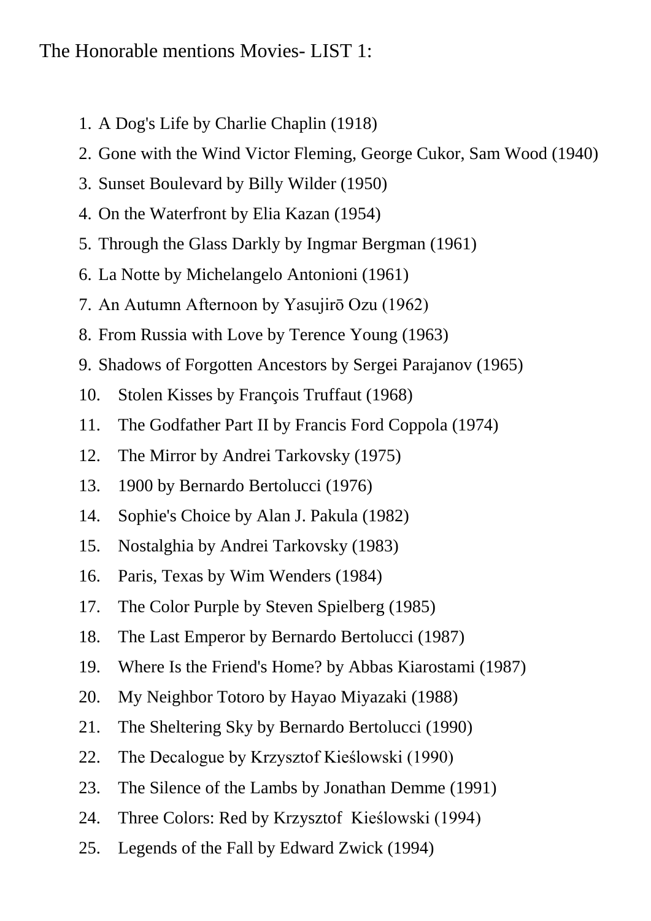The Honorable mentions Movies- LIST 1:

1. A Dog's Life by Charlie Chaplin (1918)
2. Gone with the Wind Victor Fleming, George Cukor, Sam Wood (1940)
3. Sunset Boulevard by Billy Wilder (1950)
4. On the Waterfront by Elia Kazan (1954)
5. Through the Glass Darkly by Ingmar Bergman (1961)
6. La Notte by Michelangelo Antonioni (1961)
7. An Autumn Afternoon by Yasujirō Ozu (1962)
8. From Russia with Love by Terence Young (1963)
9. Shadows of Forgotten Ancestors by Sergei Parajanov (1965)
10. Stolen Kisses by François Truffaut (1968)
11. The Godfather Part II by Francis Ford Coppola (1974)
12. The Mirror by Andrei Tarkovsky (1975)
13. 1900 by Bernardo Bertolucci (1976)
14. Sophie's Choice by Alan J. Pakula (1982)
15. Nostalghia by Andrei Tarkovsky (1983)
16. Paris, Texas by Wim Wenders (1984)
17. The Color Purple by Steven Spielberg (1985)
18. The Last Emperor by Bernardo Bertolucci (1987)
19. Where Is the Friend's Home? by Abbas Kiarostami (1987)
20. My Neighbor Totoro by Hayao Miyazaki (1988)
21. The Sheltering Sky by Bernardo Bertolucci (1990)
22. The Decalogue by Krzysztof Kieślowski (1990)
23. The Silence of the Lambs by Jonathan Demme (1991)
24. Three Colors: Red by Krzysztof Kieślowski (1994)
25. Legends of the Fall by Edward Zwick (1994)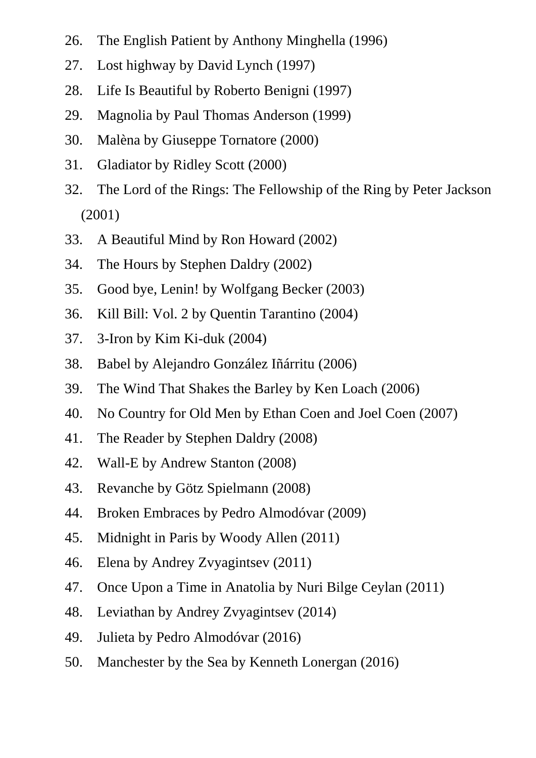26. The English Patient by Anthony Minghella (1996)
27. Lost highway by David Lynch (1997)
28. Life Is Beautiful by Roberto Benigni (1997)
29. Magnolia by Paul Thomas Anderson (1999)
30. Malèna by Giuseppe Tornatore (2000)
31. Gladiator by Ridley Scott (2000)
32. The Lord of the Rings: The Fellowship of the Ring by Peter Jackson (2001)
33. A Beautiful Mind by Ron Howard (2002)
34. The Hours by Stephen Daldry (2002)
35. Good bye, Lenin! by Wolfgang Becker (2003)
36. Kill Bill: Vol. 2 by Quentin Tarantino (2004)
37. 3-Iron by Kim Ki-duk (2004)
38. Babel by Alejandro González Iñárritu (2006)
39. The Wind That Shakes the Barley by Ken Loach (2006)
40. No Country for Old Men by Ethan Coen and Joel Coen (2007)
41. The Reader by Stephen Daldry (2008)
42. Wall-E by Andrew Stanton (2008)
43. Revanche by Götz Spielmann (2008)
44. Broken Embraces by Pedro Almodóvar (2009)
45. Midnight in Paris by Woody Allen (2011)
46. Elena by Andrey Zvyagintsev (2011)
47. Once Upon a Time in Anatolia by Nuri Bilge Ceylan (2011)
48. Leviathan by Andrey Zvyagintsev (2014)
49. Julieta by Pedro Almodóvar (2016)
50. Manchester by the Sea by Kenneth Lonergan (2016)